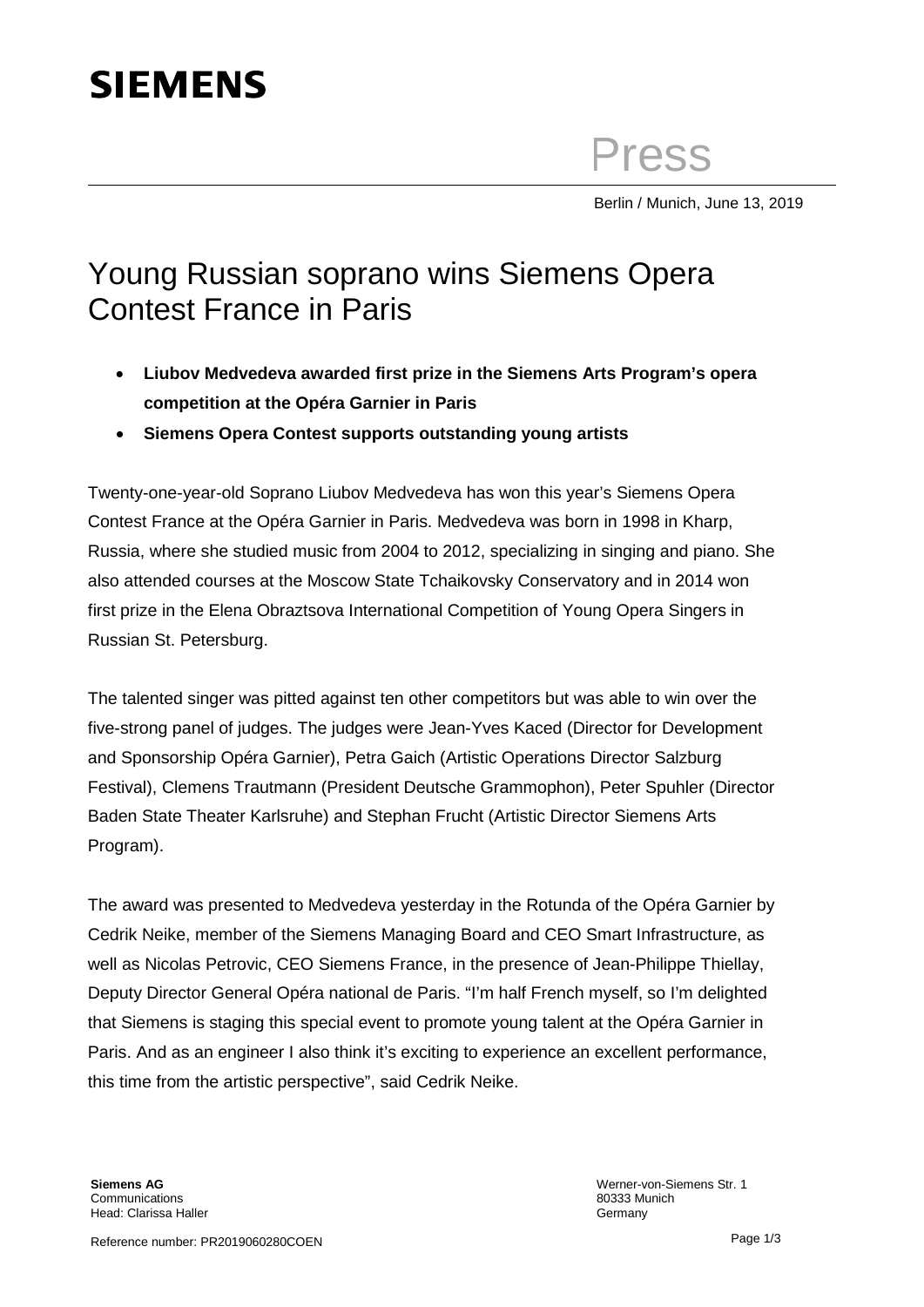SIEMENS

Press

Berlin / Munich, June 13, 2019

# Young Russian soprano wins Siemens Opera Contest France in Paris

- **Liubov Medvedeva awarded first prize in the Siemens Arts Program's opera competition at the Opéra Garnier in Paris**
- **Siemens Opera Contest supports outstanding young artists**

Twenty-one-year-old Soprano Liubov Medvedeva has won this year's Siemens Opera Contest France at the Opéra Garnier in Paris. Medvedeva was born in 1998 in Kharp, Russia, where she studied music from 2004 to 2012, specializing in singing and piano. She also attended courses at the Moscow State Tchaikovsky Conservatory and in 2014 won first prize in the Elena Obraztsova International Competition of Young Opera Singers in Russian St. Petersburg.

The talented singer was pitted against ten other competitors but was able to win over the five-strong panel of judges. The judges were Jean-Yves Kaced (Director for Development and Sponsorship Opéra Garnier), Petra Gaich (Artistic Operations Director Salzburg Festival), Clemens Trautmann (President Deutsche Grammophon), Peter Spuhler (Director Baden State Theater Karlsruhe) and Stephan Frucht (Artistic Director Siemens Arts Program).

The award was presented to Medvedeva yesterday in the Rotunda of the Opéra Garnier by Cedrik Neike, member of the Siemens Managing Board and CEO Smart Infrastructure, as well as Nicolas Petrovic, CEO Siemens France, in the presence of Jean-Philippe Thiellay, Deputy Director General Opéra national de Paris. "I'm half French myself, so I'm delighted that Siemens is staging this special event to promote young talent at the Opéra Garnier in Paris. And as an engineer I also think it's exciting to experience an excellent performance, this time from the artistic perspective", said Cedrik Neike.

**Siemens AG**
Communications
Head: Clarissa Haller

Werner-von-Siemens Str. 1
80333 Munich
Germany

Reference number: PR2019060280COEN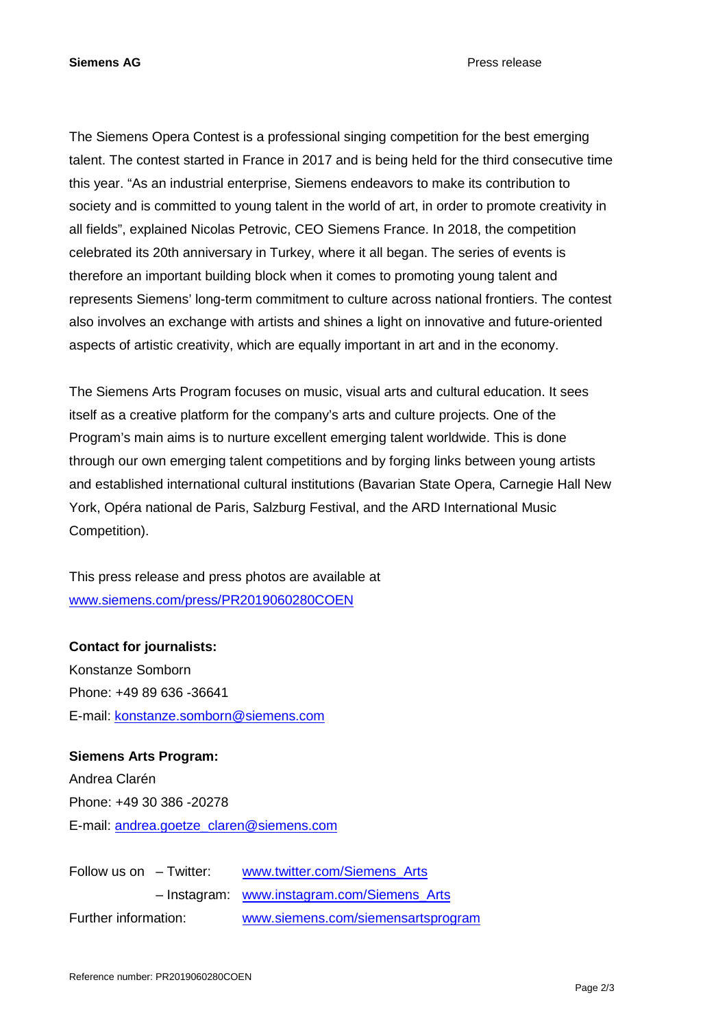The Siemens Opera Contest is a professional singing competition for the best emerging talent. The contest started in France in 2017 and is being held for the third consecutive time this year. “As an industrial enterprise, Siemens endeavors to make its contribution to society and is committed to young talent in the world of art, in order to promote creativity in all fields”, explained Nicolas Petrovic, CEO Siemens France. In 2018, the competition celebrated its 20th anniversary in Turkey, where it all began. The series of events is therefore an important building block when it comes to promoting young talent and represents Siemens’ long-term commitment to culture across national frontiers. The contest also involves an exchange with artists and shines a light on innovative and future-oriented aspects of artistic creativity, which are equally important in art and in the economy.

The Siemens Arts Program focuses on music, visual arts and cultural education. It sees itself as a creative platform for the company’s arts and culture projects. One of the Program’s main aims is to nurture excellent emerging talent worldwide. This is done through our own emerging talent competitions and by forging links between young artists and established international cultural institutions (Bavarian State Opera, Carnegie Hall New York, Opéra national de Paris, Salzburg Festival, and the ARD International Music Competition).

This press release and press photos are available at
www.siemens.com/press/PR2019060280COEN

**Contact for journalists:**
Konstanze Somborn
Phone: +49 89 636 -36641
E-mail: konstanze.somborn@siemens.com

**Siemens Arts Program:**
Andrea Clarén
Phone: +49 30 386 -20278
E-mail: andrea.goetze_claren@siemens.com

Follow us on – Twitter: www.twitter.com/Siemens_Arts
– Instagram: www.instagram.com/Siemens_Arts
Further information: www.siemens.com/siemensartsprogram

Reference number: PR2019060280COEN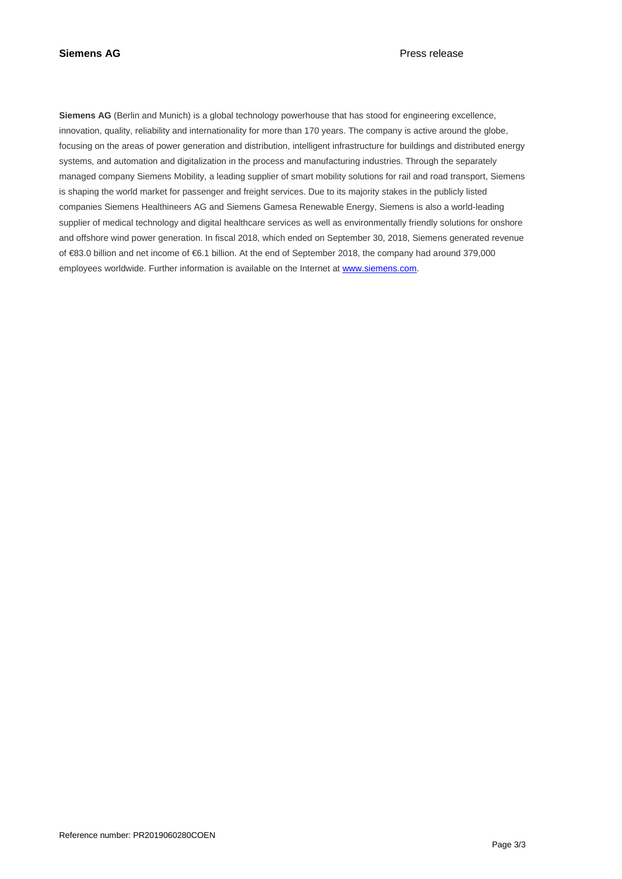**Siemens AG** (Berlin and Munich) is a global technology powerhouse that has stood for engineering excellence, innovation, quality, reliability and internationality for more than 170 years. The company is active around the globe, focusing on the areas of power generation and distribution, intelligent infrastructure for buildings and distributed energy systems, and automation and digitalization in the process and manufacturing industries. Through the separately managed company Siemens Mobility, a leading supplier of smart mobility solutions for rail and road transport, Siemens is shaping the world market for passenger and freight services. Due to its majority stakes in the publicly listed companies Siemens Healthineers AG and Siemens Gamesa Renewable Energy, Siemens is also a world-leading supplier of medical technology and digital healthcare services as well as environmentally friendly solutions for onshore and offshore wind power generation. In fiscal 2018, which ended on September 30, 2018, Siemens generated revenue of €83.0 billion and net income of €6.1 billion. At the end of September 2018, the company had around 379,000 employees worldwide. Further information is available on the Internet at www.siemens.com.

Reference number: PR2019060280COEN